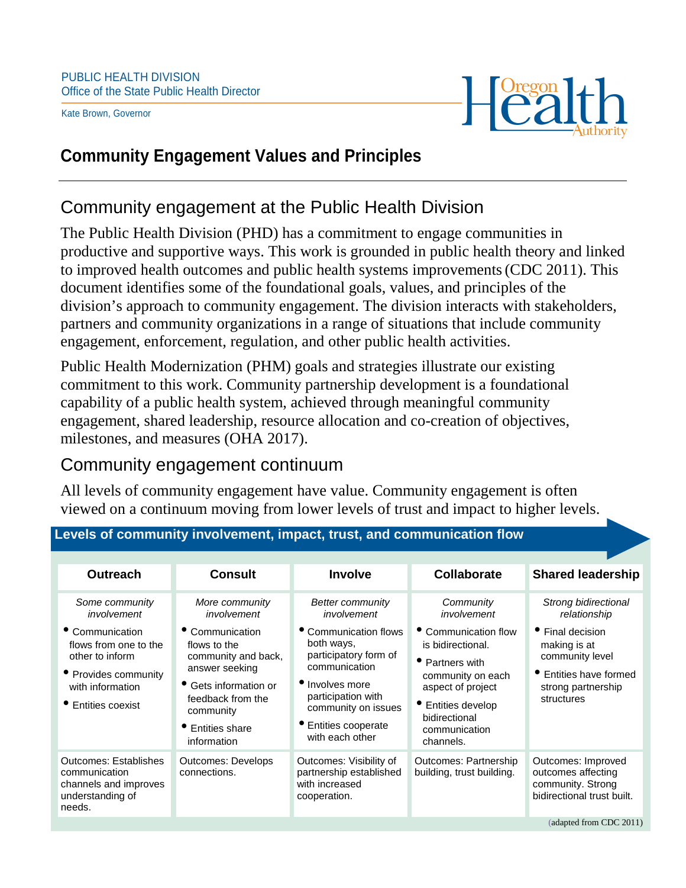PUBLIC HEALTH DIVISION
Office of the State Public Health Director

Kate Brown, Governor

# Community Engagement Values and Principles

## Community engagement at the Public Health Division

The Public Health Division (PHD) has a commitment to engage communities in productive and supportive ways. This work is grounded in public health theory and linked to improved health outcomes and public health systems improvements (CDC 2011). This document identifies some of the foundational goals, values, and principles of the division's approach to community engagement. The division interacts with stakeholders, partners and community organizations in a range of situations that include community engagement, enforcement, regulation, and other public health activities.

Public Health Modernization (PHM) goals and strategies illustrate our existing commitment to this work. Community partnership development is a foundational capability of a public health system, achieved through meaningful community engagement, shared leadership, resource allocation and co-creation of objectives, milestones, and measures (OHA 2017).

## Community engagement continuum

All levels of community engagement have value. Community engagement is often viewed on a continuum moving from lower levels of trust and impact to higher levels.

**Levels of community involvement, impact, trust, and communication flow**

| Outreach | Consult | Involve | Collaborate | Shared leadership |
|---|---|---|---|---|
| *Some community involvement*<br>• Communication flows from one to the other to inform<br>• Provides community with information<br>• Entities coexist | *More community involvement*<br>• Communication flows to the community and back, answer seeking<br>• Gets information or feedback from the community<br>• Entities share information | *Better community involvement*<br>• Communication flows both ways, participatory form of communication<br>• Involves more participation with community on issues<br>• Entities cooperate with each other | *Community involvement*<br>• Communication flow is bidirectional.<br>• Partners with community on each aspect of project<br>• Entities develop bidirectional communication channels. | *Strong bidirectional relationship*<br>• Final decision making is at community level<br>• Entities have formed strong partnership structures |
| Outcomes: Establishes communication channels and improves understanding of needs. | Outcomes: Develops connections. | Outcomes: Visibility of partnership established with increased cooperation. | Outcomes: Partnership building, trust building. | Outcomes: Improved outcomes affecting community. Strong bidirectional trust built. |

(adapted from CDC 2011)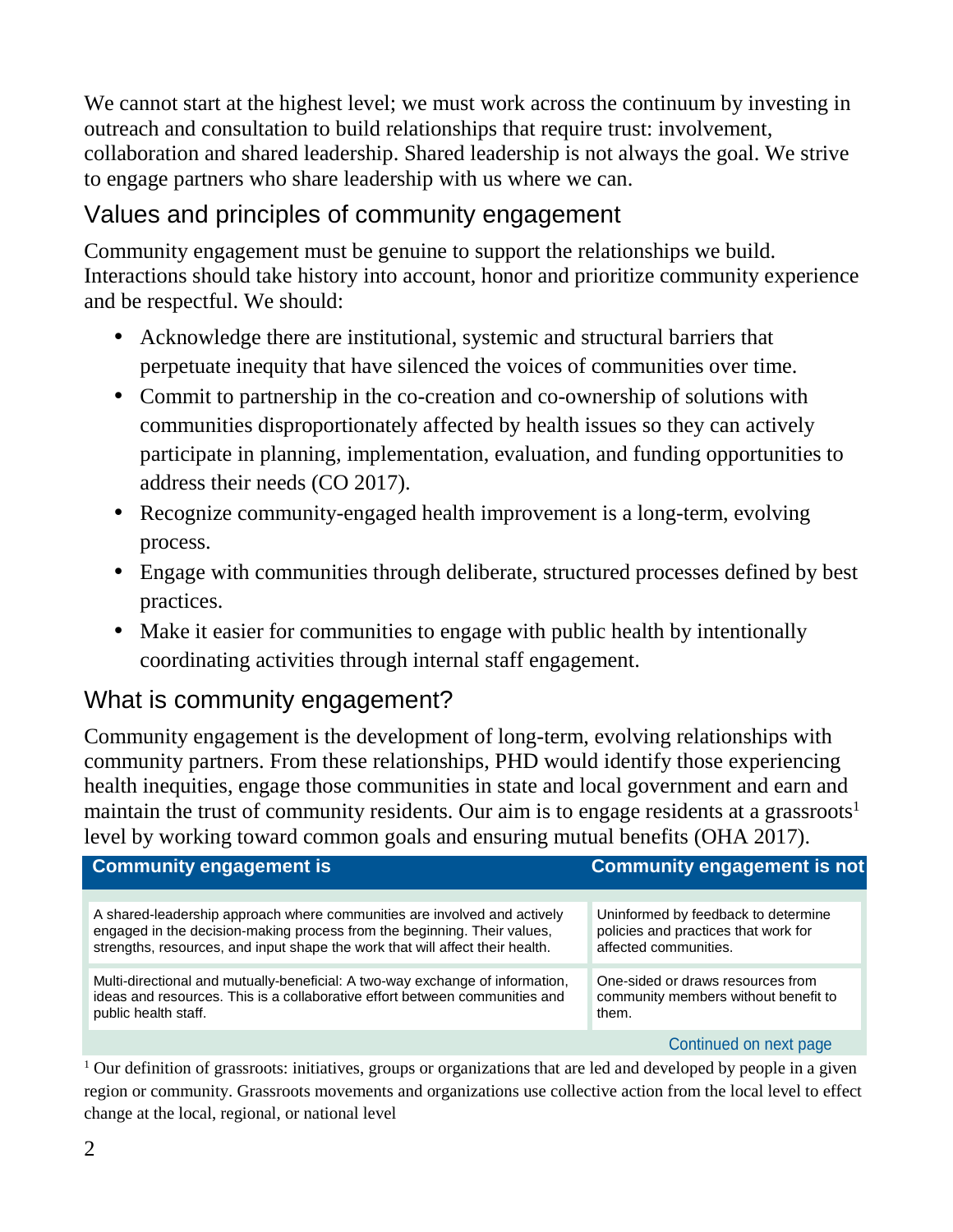We cannot start at the highest level; we must work across the continuum by investing in outreach and consultation to build relationships that require trust: involvement, collaboration and shared leadership. Shared leadership is not always the goal. We strive to engage partners who share leadership with us where we can.

## Values and principles of community engagement

Community engagement must be genuine to support the relationships we build. Interactions should take history into account, honor and prioritize community experience and be respectful. We should:

- Acknowledge there are institutional, systemic and structural barriers that perpetuate inequity that have silenced the voices of communities over time.
- Commit to partnership in the co-creation and co-ownership of solutions with communities disproportionately affected by health issues so they can actively participate in planning, implementation, evaluation, and funding opportunities to address their needs (CO 2017).
- Recognize community-engaged health improvement is a long-term, evolving process.
- Engage with communities through deliberate, structured processes defined by best practices.
- Make it easier for communities to engage with public health by intentionally coordinating activities through internal staff engagement.

## What is community engagement?

Community engagement is the development of long-term, evolving relationships with community partners. From these relationships, PHD would identify those experiencing health inequities, engage those communities in state and local government and earn and maintain the trust of community residents. Our aim is to engage residents at a grassroots[1] level by working toward common goals and ensuring mutual benefits (OHA 2017).

| Community engagement is | Community engagement is not |
|---|---|
| A shared-leadership approach where communities are involved and actively engaged in the decision-making process from the beginning. Their values, strengths, resources, and input shape the work that will affect their health. | Uninformed by feedback to determine policies and practices that work for affected communities. |
| Multi-directional and mutually-beneficial: A two-way exchange of information, ideas and resources. This is a collaborative effort between communities and public health staff. | One-sided or draws resources from community members without benefit to them. |

Continued on next page

[1] Our definition of grassroots: initiatives, groups or organizations that are led and developed by people in a given region or community. Grassroots movements and organizations use collective action from the local level to effect change at the local, regional, or national level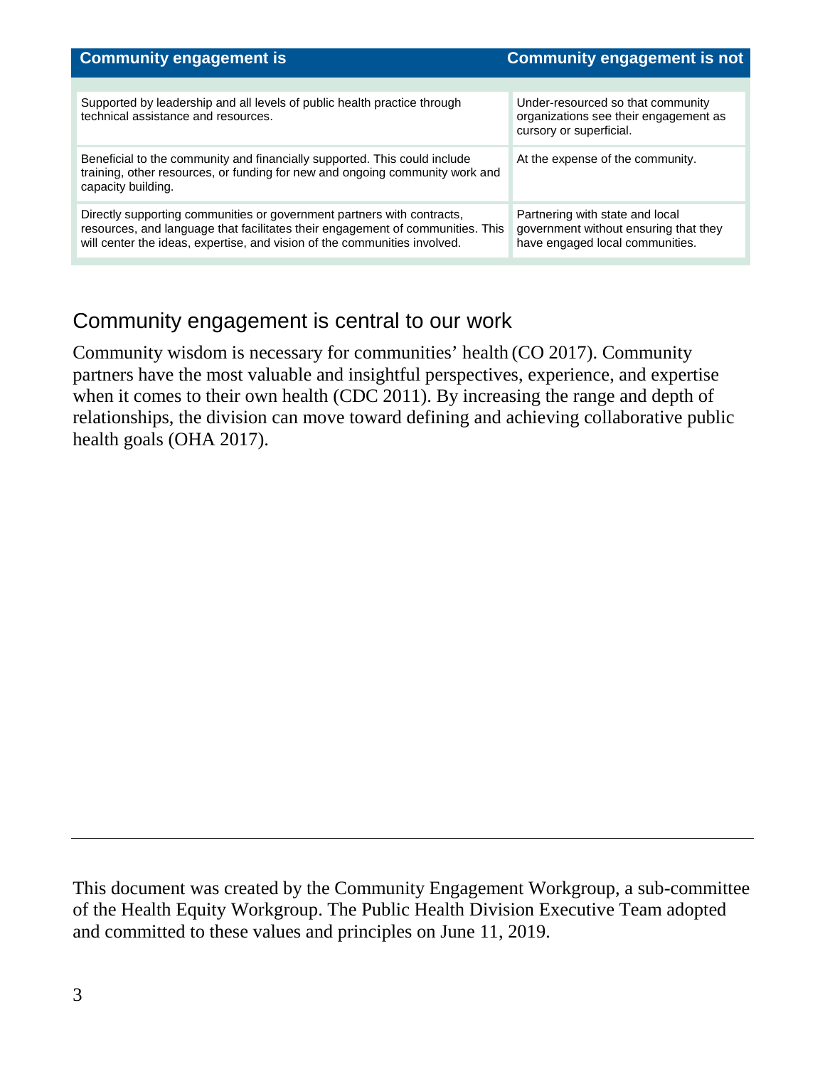| Community engagement is | Community engagement is not |
| --- | --- |
| Supported by leadership and all levels of public health practice through technical assistance and resources. | Under-resourced so that community organizations see their engagement as cursory or superficial. |
| Beneficial to the community and financially supported. This could include training, other resources, or funding for new and ongoing community work and capacity building. | At the expense of the community. |
| Directly supporting communities or government partners with contracts, resources, and language that facilitates their engagement of communities. This will center the ideas, expertise, and vision of the communities involved. | Partnering with state and local government without ensuring that they have engaged local communities. |

## Community engagement is central to our work

Community wisdom is necessary for communities' health (CO 2017). Community partners have the most valuable and insightful perspectives, experience, and expertise when it comes to their own health (CDC 2011). By increasing the range and depth of relationships, the division can move toward defining and achieving collaborative public health goals (OHA 2017).

---

This document was created by the Community Engagement Workgroup, a sub-committee of the Health Equity Workgroup. The Public Health Division Executive Team adopted and committed to these values and principles on June 11, 2019.